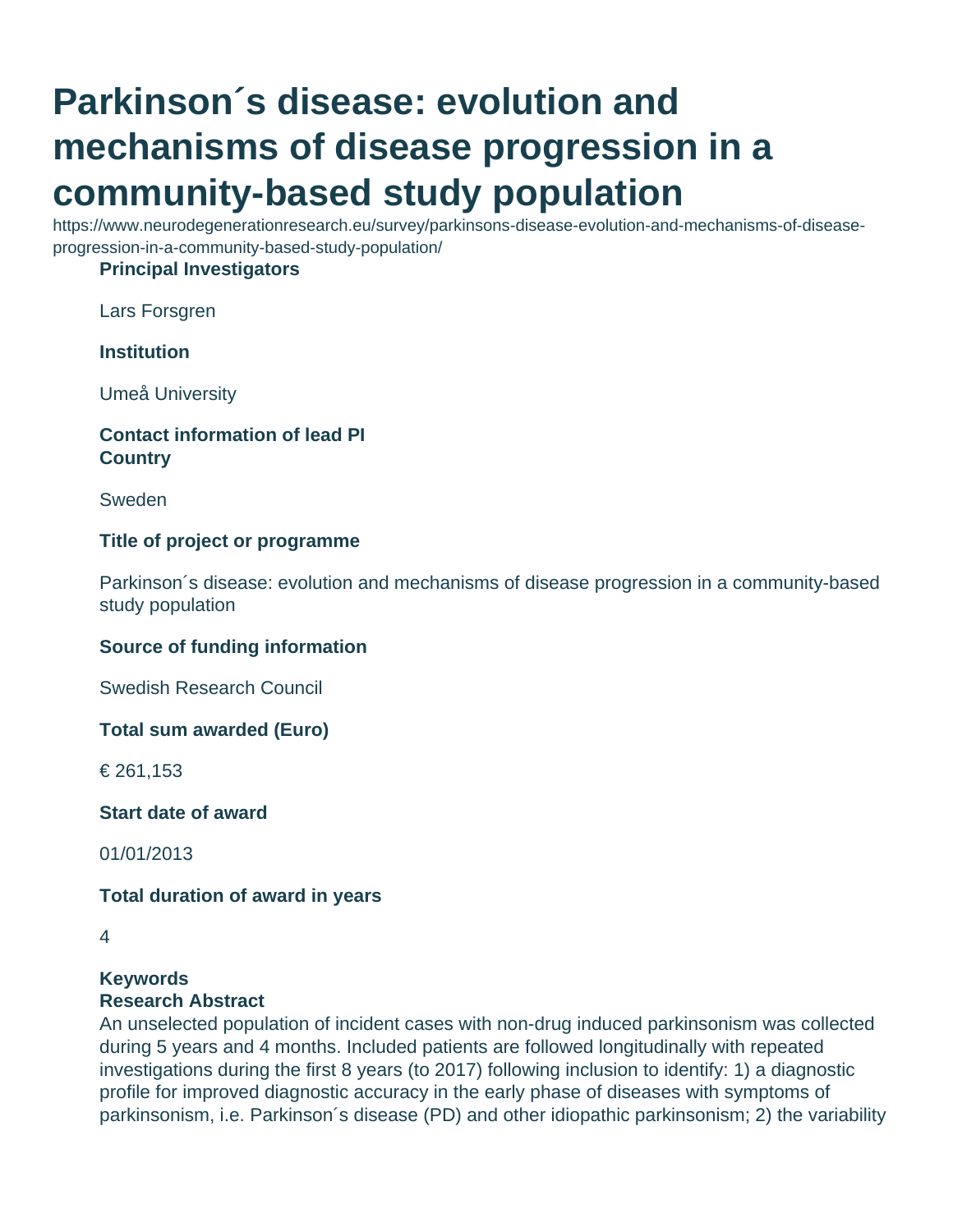# Parkinson´s disease: evolution and mechanisms of disease progression in a community-based study population

https://www.neurodegenerationresearch.eu/survey/parkinsons-disease-evolution-and-mechanisms-of-disease-progression-in-a-community-based-study-population/

**Principal Investigators**

Lars Forsgren

**Institution**

Umeå University

**Contact information of lead PI**

**Country**

Sweden

**Title of project or programme**

Parkinson´s disease: evolution and mechanisms of disease progression in a community-based study population

**Source of funding information**

Swedish Research Council

**Total sum awarded (Euro)**

€ 261,153

**Start date of award**

01/01/2013

**Total duration of award in years**

4

**Keywords**

**Research Abstract**

An unselected population of incident cases with non-drug induced parkinsonism was collected during 5 years and 4 months. Included patients are followed longitudinally with repeated investigations during the first 8 years (to 2017) following inclusion to identify: 1) a diagnostic profile for improved diagnostic accuracy in the early phase of diseases with symptoms of parkinsonism, i.e. Parkinson´s disease (PD) and other idiopathic parkinsonism; 2) the variability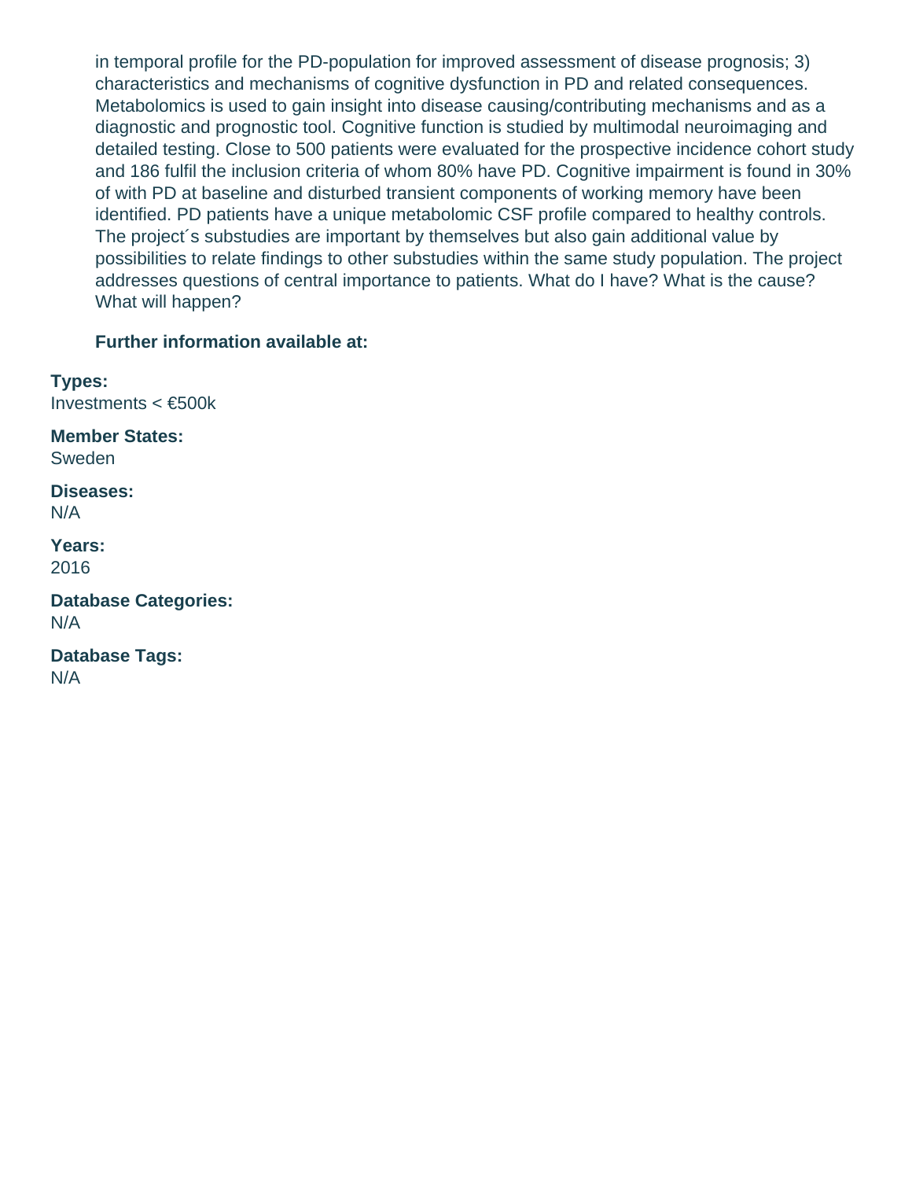in temporal profile for the PD-population for improved assessment of disease prognosis; 3) characteristics and mechanisms of cognitive dysfunction in PD and related consequences. Metabolomics is used to gain insight into disease causing/contributing mechanisms and as a diagnostic and prognostic tool. Cognitive function is studied by multimodal neuroimaging and detailed testing. Close to 500 patients were evaluated for the prospective incidence cohort study and 186 fulfil the inclusion criteria of whom 80% have PD. Cognitive impairment is found in 30% of with PD at baseline and disturbed transient components of working memory have been identified. PD patients have a unique metabolomic CSF profile compared to healthy controls. The project´s substudies are important by themselves but also gain additional value by possibilities to relate findings to other substudies within the same study population. The project addresses questions of central importance to patients. What do I have? What is the cause? What will happen?

**Further information available at:**

**Types:**
Investments < €500k

**Member States:**
Sweden

**Diseases:**
N/A

**Years:**
2016

**Database Categories:**
N/A

**Database Tags:**
N/A